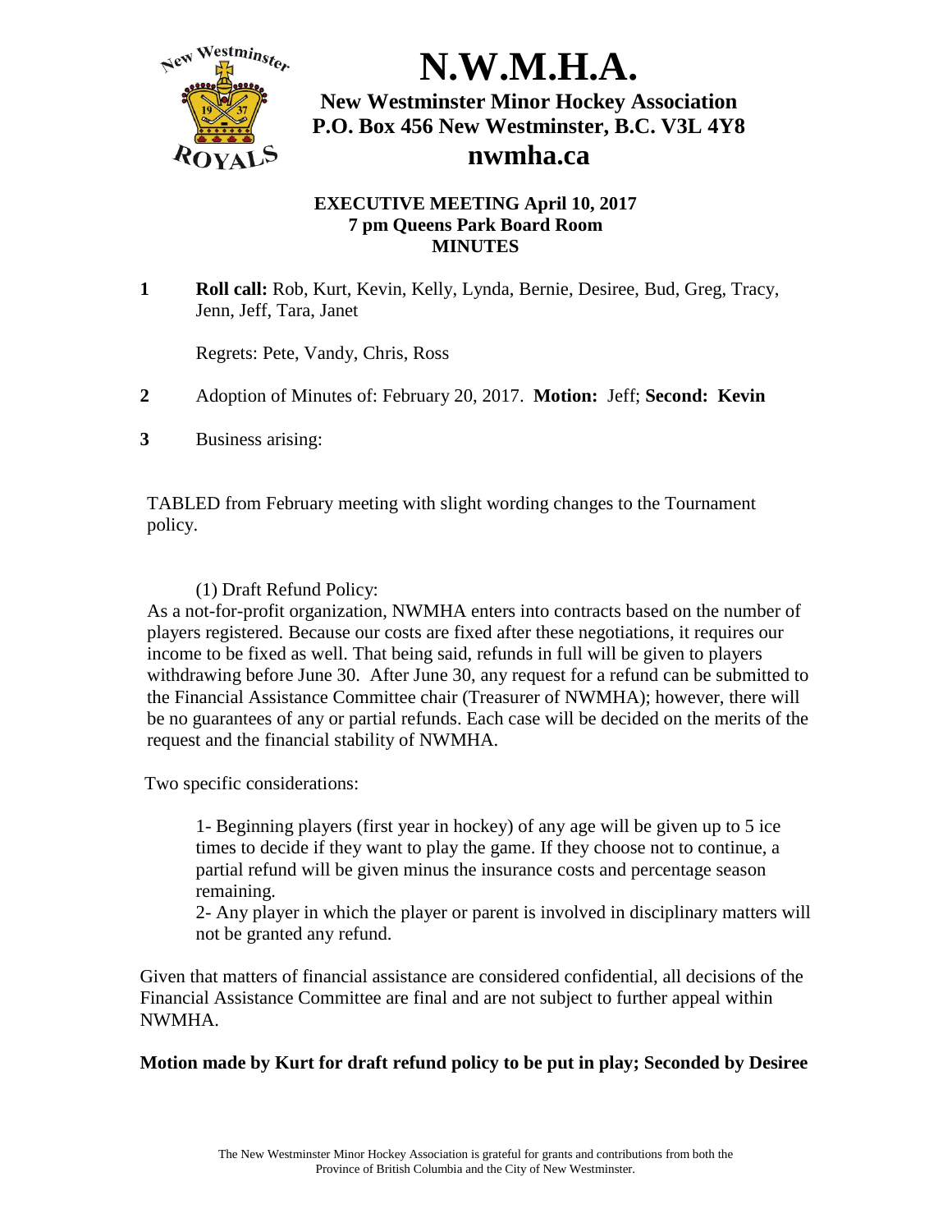# N.W.M.H.A.

**New Westminster Minor Hockey Association**
**P.O. Box 456 New Westminster, B.C. V3L 4Y8**
**nwmha.ca**

**EXECUTIVE MEETING April 10, 2017**
**7 pm Queens Park Board Room**
**MINUTES**

**1** **Roll call:** Rob, Kurt, Kevin, Kelly, Lynda, Bernie, Desiree, Bud, Greg, Tracy, Jenn, Jeff, Tara, Janet

Regrets: Pete, Vandy, Chris, Ross

**2** Adoption of Minutes of: February 20, 2017. **Motion:** Jeff; **Second: Kevin**

**3** Business arising:

TABLED from February meeting with slight wording changes to the Tournament policy.

(1) Draft Refund Policy:
As a not-for-profit organization, NWMHA enters into contracts based on the number of players registered. Because our costs are fixed after these negotiations, it requires our income to be fixed as well. That being said, refunds in full will be given to players withdrawing before June 30. After June 30, any request for a refund can be submitted to the Financial Assistance Committee chair (Treasurer of NWMHA); however, there will be no guarantees of any or partial refunds. Each case will be decided on the merits of the request and the financial stability of NWMHA.

Two specific considerations:

1- Beginning players (first year in hockey) of any age will be given up to 5 ice times to decide if they want to play the game. If they choose not to continue, a partial refund will be given minus the insurance costs and percentage season remaining.
2- Any player in which the player or parent is involved in disciplinary matters will not be granted any refund.

Given that matters of financial assistance are considered confidential, all decisions of the Financial Assistance Committee are final and are not subject to further appeal within NWMHA.

**Motion made by Kurt for draft refund policy to be put in play; Seconded by Desiree**

The New Westminster Minor Hockey Association is grateful for grants and contributions from both the Province of British Columbia and the City of New Westminster.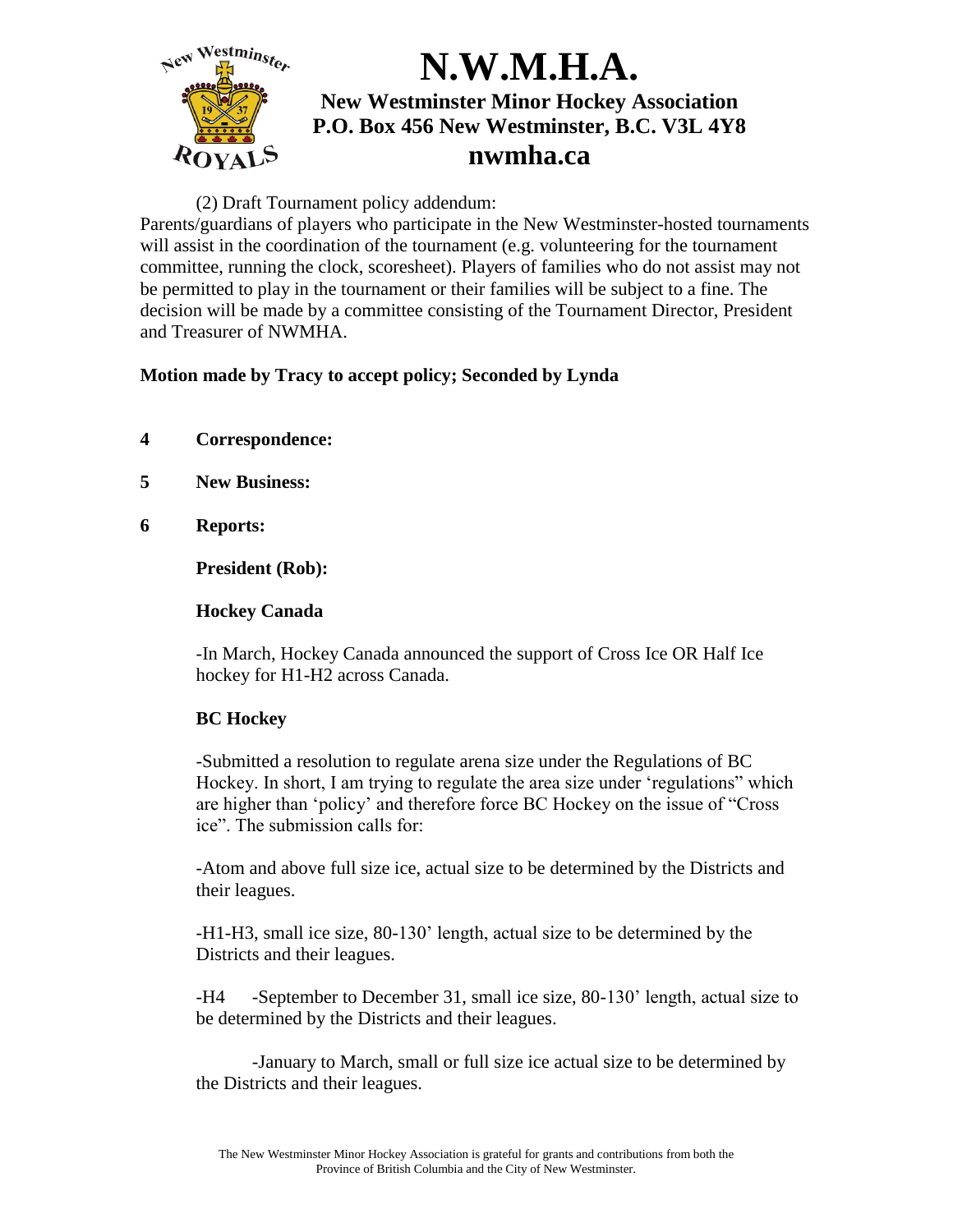(2) Draft Tournament policy addendum:
Parents/guardians of players who participate in the New Westminster-hosted tournaments will assist in the coordination of the tournament (e.g. volunteering for the tournament committee, running the clock, scoresheet). Players of families who do not assist may not be permitted to play in the tournament or their families will be subject to a fine. The decision will be made by a committee consisting of the Tournament Director, President and Treasurer of NWMHA.

**Motion made by Tracy to accept policy; Seconded by Lynda**

**4 Correspondence:**

**5 New Business:**

**6 Reports:**

**President (Rob):**

**Hockey Canada**

-In March, Hockey Canada announced the support of Cross Ice OR Half Ice hockey for H1-H2 across Canada.

**BC Hockey**

-Submitted a resolution to regulate arena size under the Regulations of BC Hockey. In short, I am trying to regulate the area size under 'regulations" which are higher than 'policy' and therefore force BC Hockey on the issue of "Cross ice". The submission calls for:

-Atom and above full size ice, actual size to be determined by the Districts and their leagues.

-H1-H3, small ice size, 80-130' length, actual size to be determined by the Districts and their leagues.

-H4 -September to December 31, small ice size, 80-130' length, actual size to be determined by the Districts and their leagues.

-January to March, small or full size ice actual size to be determined by the Districts and their leagues.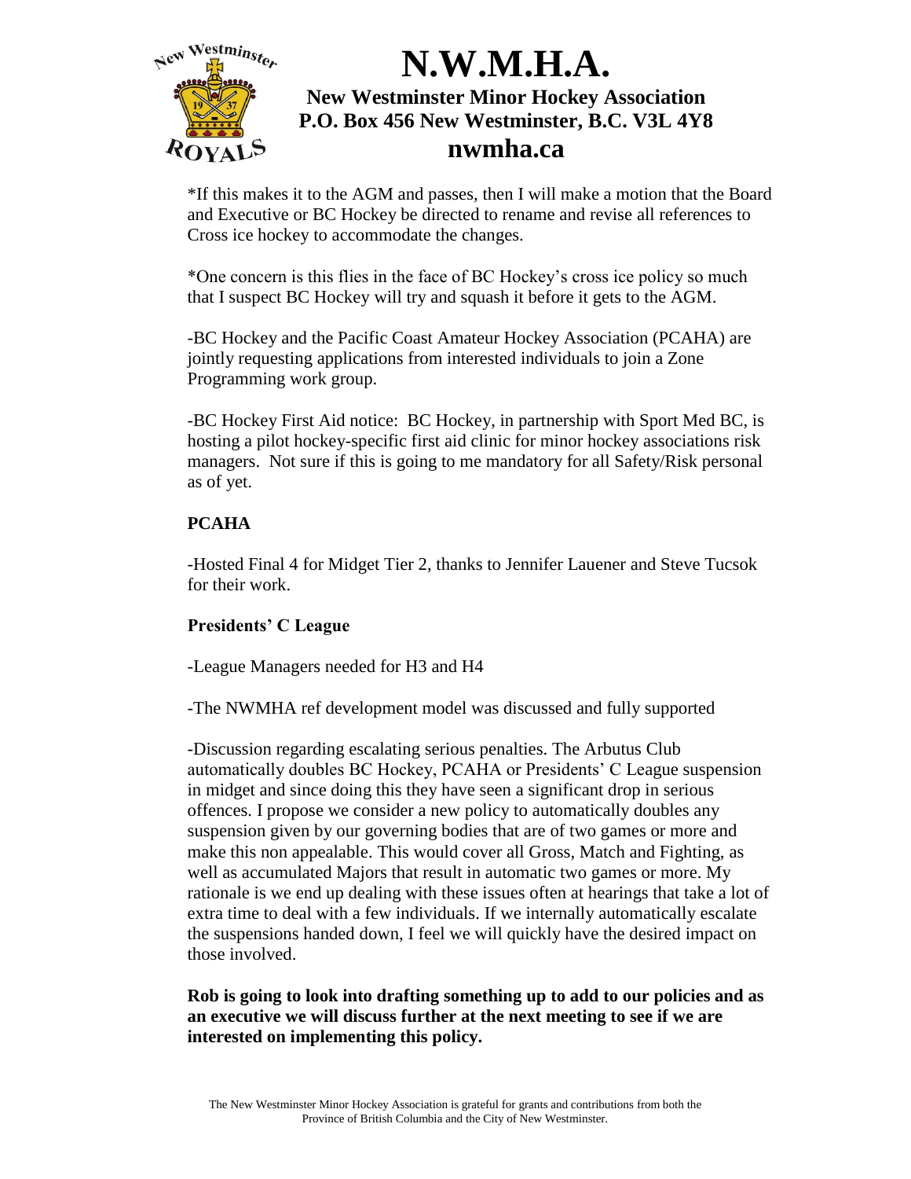*If this makes it to the AGM and passes, then I will make a motion that the Board and Executive or BC Hockey be directed to rename and revise all references to Cross ice hockey to accommodate the changes.

*One concern is this flies in the face of BC Hockey's cross ice policy so much that I suspect BC Hockey will try and squash it before it gets to the AGM.

-BC Hockey and the Pacific Coast Amateur Hockey Association (PCAHA) are jointly requesting applications from interested individuals to join a Zone Programming work group.

-BC Hockey First Aid notice: BC Hockey, in partnership with Sport Med BC, is hosting a pilot hockey-specific first aid clinic for minor hockey associations risk managers. Not sure if this is going to me mandatory for all Safety/Risk personal as of yet.

**PCAHA**

-Hosted Final 4 for Midget Tier 2, thanks to Jennifer Lauener and Steve Tucsok for their work.

**Presidents' C League**

-League Managers needed for H3 and H4

-The NWMHA ref development model was discussed and fully supported

-Discussion regarding escalating serious penalties. The Arbutus Club automatically doubles BC Hockey, PCAHA or Presidents' C League suspension in midget and since doing this they have seen a significant drop in serious offences. I propose we consider a new policy to automatically doubles any suspension given by our governing bodies that are of two games or more and make this non appealable. This would cover all Gross, Match and Fighting, as well as accumulated Majors that result in automatic two games or more. My rationale is we end up dealing with these issues often at hearings that take a lot of extra time to deal with a few individuals. If we internally automatically escalate the suspensions handed down, I feel we will quickly have the desired impact on those involved.

**Rob is going to look into drafting something up to add to our policies and as an executive we will discuss further at the next meeting to see if we are interested on implementing this policy.**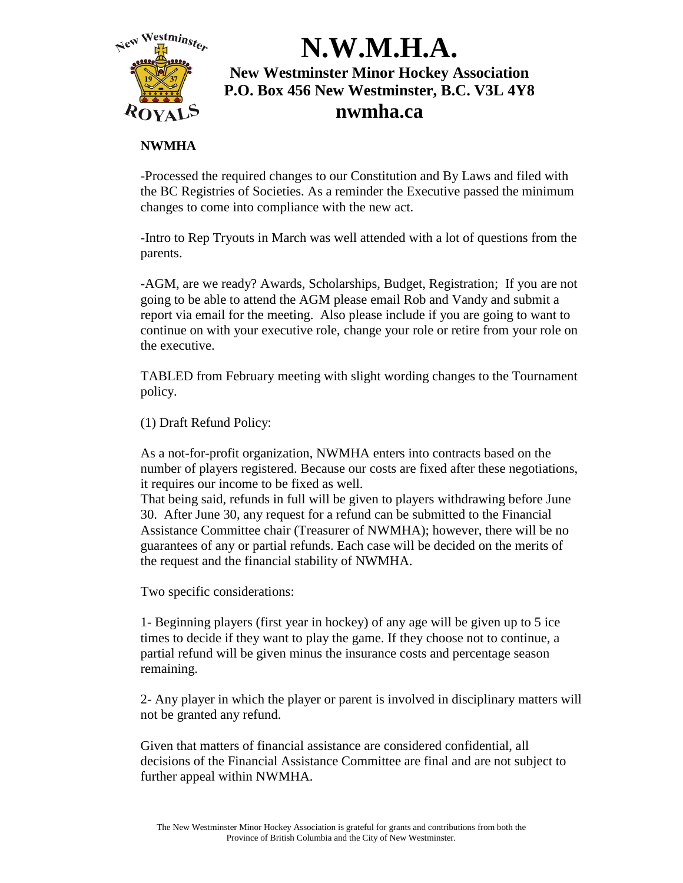# N.W.M.H.A.

**New Westminster Minor Hockey Association**
**P.O. Box 456 New Westminster, B.C. V3L 4Y8**
**nwmha.ca**

**NWMHA**

-Processed the required changes to our Constitution and By Laws and filed with the BC Registries of Societies. As a reminder the Executive passed the minimum changes to come into compliance with the new act.

-Intro to Rep Tryouts in March was well attended with a lot of questions from the parents.

-AGM, are we ready? Awards, Scholarships, Budget, Registration; If you are not going to be able to attend the AGM please email Rob and Vandy and submit a report via email for the meeting. Also please include if you are going to want to continue on with your executive role, change your role or retire from your role on the executive.

TABLED from February meeting with slight wording changes to the Tournament policy.

(1) Draft Refund Policy:

As a not-for-profit organization, NWMHA enters into contracts based on the number of players registered. Because our costs are fixed after these negotiations, it requires our income to be fixed as well.
That being said, refunds in full will be given to players withdrawing before June 30. After June 30, any request for a refund can be submitted to the Financial Assistance Committee chair (Treasurer of NWMHA); however, there will be no guarantees of any or partial refunds. Each case will be decided on the merits of the request and the financial stability of NWMHA.

Two specific considerations:

1- Beginning players (first year in hockey) of any age will be given up to 5 ice times to decide if they want to play the game. If they choose not to continue, a partial refund will be given minus the insurance costs and percentage season remaining.

2- Any player in which the player or parent is involved in disciplinary matters will not be granted any refund.

Given that matters of financial assistance are considered confidential, all decisions of the Financial Assistance Committee are final and are not subject to further appeal within NWMHA.

The New Westminster Minor Hockey Association is grateful for grants and contributions from both the Province of British Columbia and the City of New Westminster.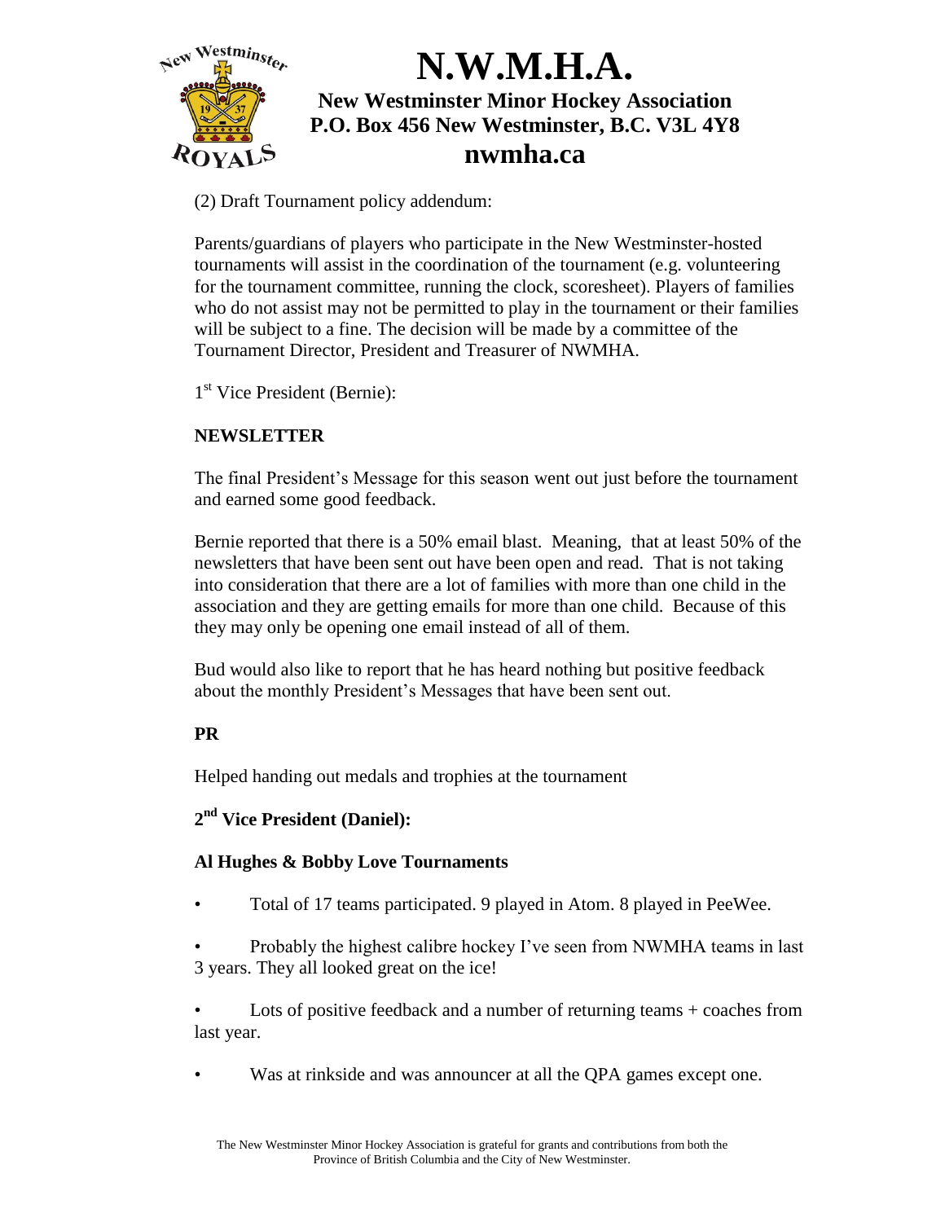(2) Draft Tournament policy addendum:

Parents/guardians of players who participate in the New Westminster-hosted tournaments will assist in the coordination of the tournament (e.g. volunteering for the tournament committee, running the clock, scoresheet). Players of families who do not assist may not be permitted to play in the tournament or their families will be subject to a fine. The decision will be made by a committee of the Tournament Director, President and Treasurer of NWMHA.

1st Vice President (Bernie):

**NEWSLETTER**

The final President's Message for this season went out just before the tournament and earned some good feedback.

Bernie reported that there is a 50% email blast. Meaning, that at least 50% of the newsletters that have been sent out have been open and read. That is not taking into consideration that there are a lot of families with more than one child in the association and they are getting emails for more than one child. Because of this they may only be opening one email instead of all of them.

Bud would also like to report that he has heard nothing but positive feedback about the monthly President's Messages that have been sent out.

**PR**

Helped handing out medals and trophies at the tournament

**2nd Vice President (Daniel):**

**Al Hughes & Bobby Love Tournaments**

- Total of 17 teams participated. 9 played in Atom. 8 played in PeeWee.
- Probably the highest calibre hockey I've seen from NWMHA teams in last 3 years. They all looked great on the ice!
- Lots of positive feedback and a number of returning teams + coaches from last year.
- Was at rinkside and was announcer at all the QPA games except one.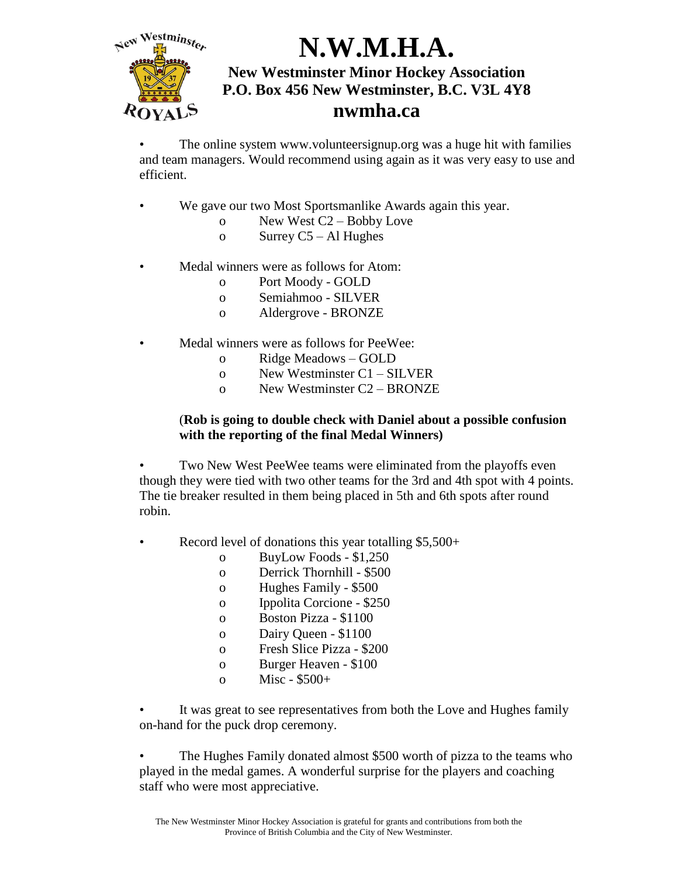# N.W.M.H.A.

### New Westminster Minor Hockey Association
### P.O. Box 456 New Westminster, B.C. V3L 4Y8
### nwmha.ca

- The online system www.volunteersignup.org was a huge hit with families and team managers. Would recommend using again as it was very easy to use and efficient.

- We gave our two Most Sportsmanlike Awards again this year.
    - New West C2 – Bobby Love
    - Surrey C5 – Al Hughes

- Medal winners were as follows for Atom:
    - Port Moody - GOLD
    - Semiahmoo - SILVER
    - Aldergrove - BRONZE

- Medal winners were as follows for PeeWee:
    - Ridge Meadows – GOLD
    - New Westminster C1 – SILVER
    - New Westminster C2 – BRONZE

  (**Rob is going to double check with Daniel about a possible confusion with the reporting of the final Medal Winners)**

- Two New West PeeWee teams were eliminated from the playoffs even though they were tied with two other teams for the 3rd and 4th spot with 4 points. The tie breaker resulted in them being placed in 5th and 6th spots after round robin.

- Record level of donations this year totalling $5,500+
    - BuyLow Foods - $1,250
    - Derrick Thornhill - $500
    - Hughes Family - $500
    - Ippolita Corcione - $250
    - Boston Pizza - $1100
    - Dairy Queen - $1100
    - Fresh Slice Pizza - $200
    - Burger Heaven - $100
    - Misc - $500+

- It was great to see representatives from both the Love and Hughes family on-hand for the puck drop ceremony.

- The Hughes Family donated almost $500 worth of pizza to the teams who played in the medal games. A wonderful surprise for the players and coaching staff who were most appreciative.

The New Westminster Minor Hockey Association is grateful for grants and contributions from both the Province of British Columbia and the City of New Westminster.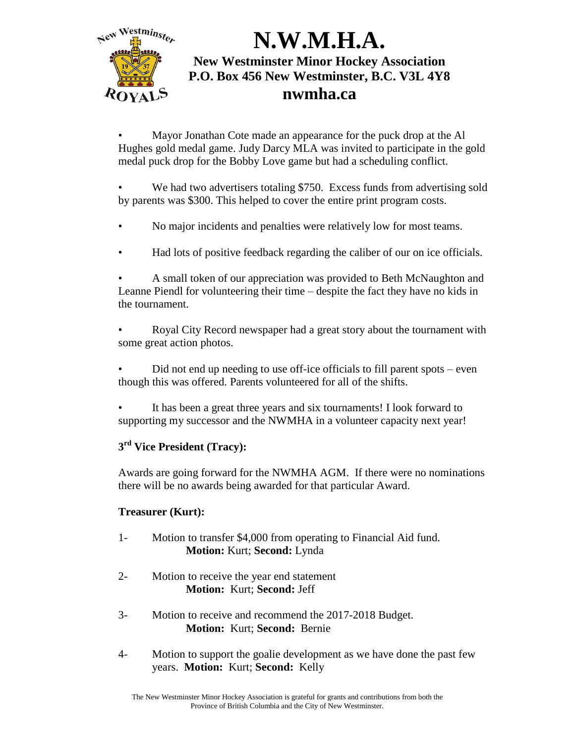- Mayor Jonathan Cote made an appearance for the puck drop at the Al Hughes gold medal game. Judy Darcy MLA was invited to participate in the gold medal puck drop for the Bobby Love game but had a scheduling conflict.

- We had two advertisers totaling $750. Excess funds from advertising sold by parents was $300. This helped to cover the entire print program costs.

- No major incidents and penalties were relatively low for most teams.

- Had lots of positive feedback regarding the caliber of our on ice officials.

- A small token of our appreciation was provided to Beth McNaughton and Leanne Piendl for volunteering their time – despite the fact they have no kids in the tournament.

- Royal City Record newspaper had a great story about the tournament with some great action photos.

- Did not end up needing to use off-ice officials to fill parent spots – even though this was offered. Parents volunteered for all of the shifts.

- It has been a great three years and six tournaments! I look forward to supporting my successor and the NWMHA in a volunteer capacity next year!

**3rd Vice President (Tracy):**

Awards are going forward for the NWMHA AGM. If there were no nominations there will be no awards being awarded for that particular Award.

**Treasurer (Kurt):**

1- Motion to transfer $4,000 from operating to Financial Aid fund.
**Motion:** Kurt; **Second:** Lynda

2- Motion to receive the year end statement
**Motion:** Kurt; **Second:** Jeff

3- Motion to receive and recommend the 2017-2018 Budget.
**Motion:** Kurt; **Second:** Bernie

4- Motion to support the goalie development as we have done the past few years. **Motion:** Kurt; **Second:** Kelly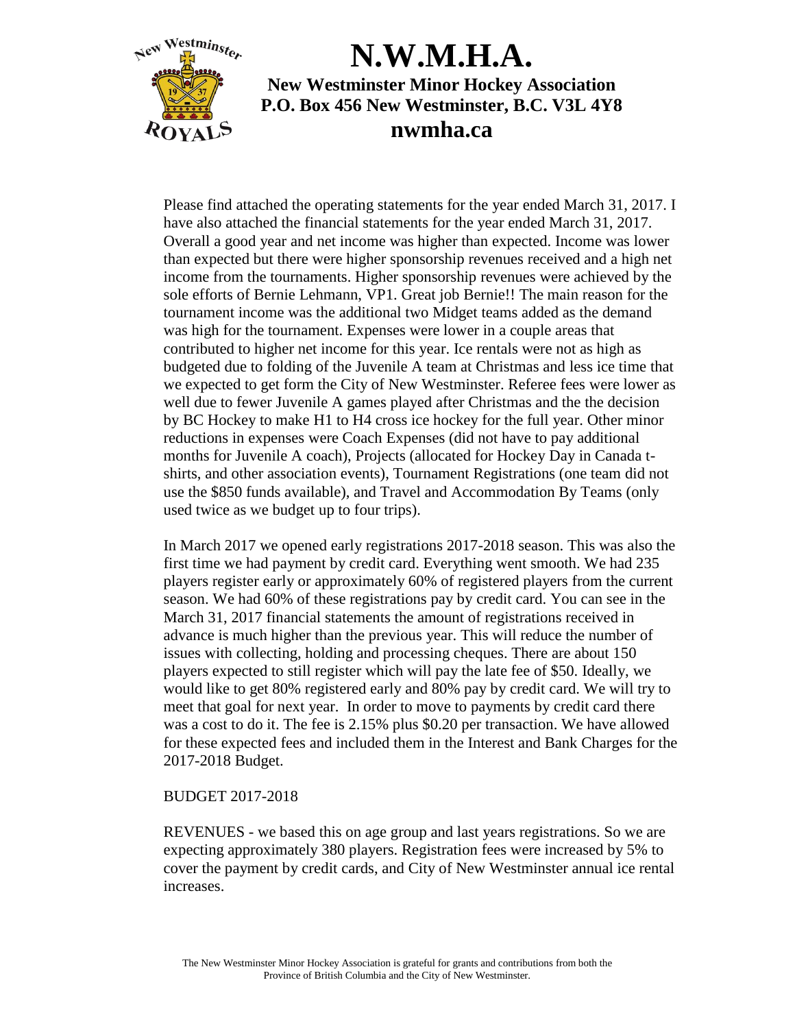# N.W.M.H.A.

**New Westminster Minor Hockey Association**
**P.O. Box 456 New Westminster, B.C. V3L 4Y8**
**nwmha.ca**

Please find attached the operating statements for the year ended March 31, 2017. I have also attached the financial statements for the year ended March 31, 2017. Overall a good year and net income was higher than expected. Income was lower than expected but there were higher sponsorship revenues received and a high net income from the tournaments. Higher sponsorship revenues were achieved by the sole efforts of Bernie Lehmann, VP1. Great job Bernie!! The main reason for the tournament income was the additional two Midget teams added as the demand was high for the tournament. Expenses were lower in a couple areas that contributed to higher net income for this year. Ice rentals were not as high as budgeted due to folding of the Juvenile A team at Christmas and less ice time that we expected to get form the City of New Westminster. Referee fees were lower as well due to fewer Juvenile A games played after Christmas and the the decision by BC Hockey to make H1 to H4 cross ice hockey for the full year. Other minor reductions in expenses were Coach Expenses (did not have to pay additional months for Juvenile A coach), Projects (allocated for Hockey Day in Canada t-shirts, and other association events), Tournament Registrations (one team did not use the $850 funds available), and Travel and Accommodation By Teams (only used twice as we budget up to four trips).

In March 2017 we opened early registrations 2017-2018 season. This was also the first time we had payment by credit card. Everything went smooth. We had 235 players register early or approximately 60% of registered players from the current season. We had 60% of these registrations pay by credit card. You can see in the March 31, 2017 financial statements the amount of registrations received in advance is much higher than the previous year. This will reduce the number of issues with collecting, holding and processing cheques. There are about 150 players expected to still register which will pay the late fee of $50. Ideally, we would like to get 80% registered early and 80% pay by credit card. We will try to meet that goal for next year. In order to move to payments by credit card there was a cost to do it. The fee is 2.15% plus $0.20 per transaction. We have allowed for these expected fees and included them in the Interest and Bank Charges for the 2017-2018 Budget.

BUDGET 2017-2018

REVENUES - we based this on age group and last years registrations. So we are expecting approximately 380 players. Registration fees were increased by 5% to cover the payment by credit cards, and City of New Westminster annual ice rental increases.

The New Westminster Minor Hockey Association is grateful for grants and contributions from both the Province of British Columbia and the City of New Westminster.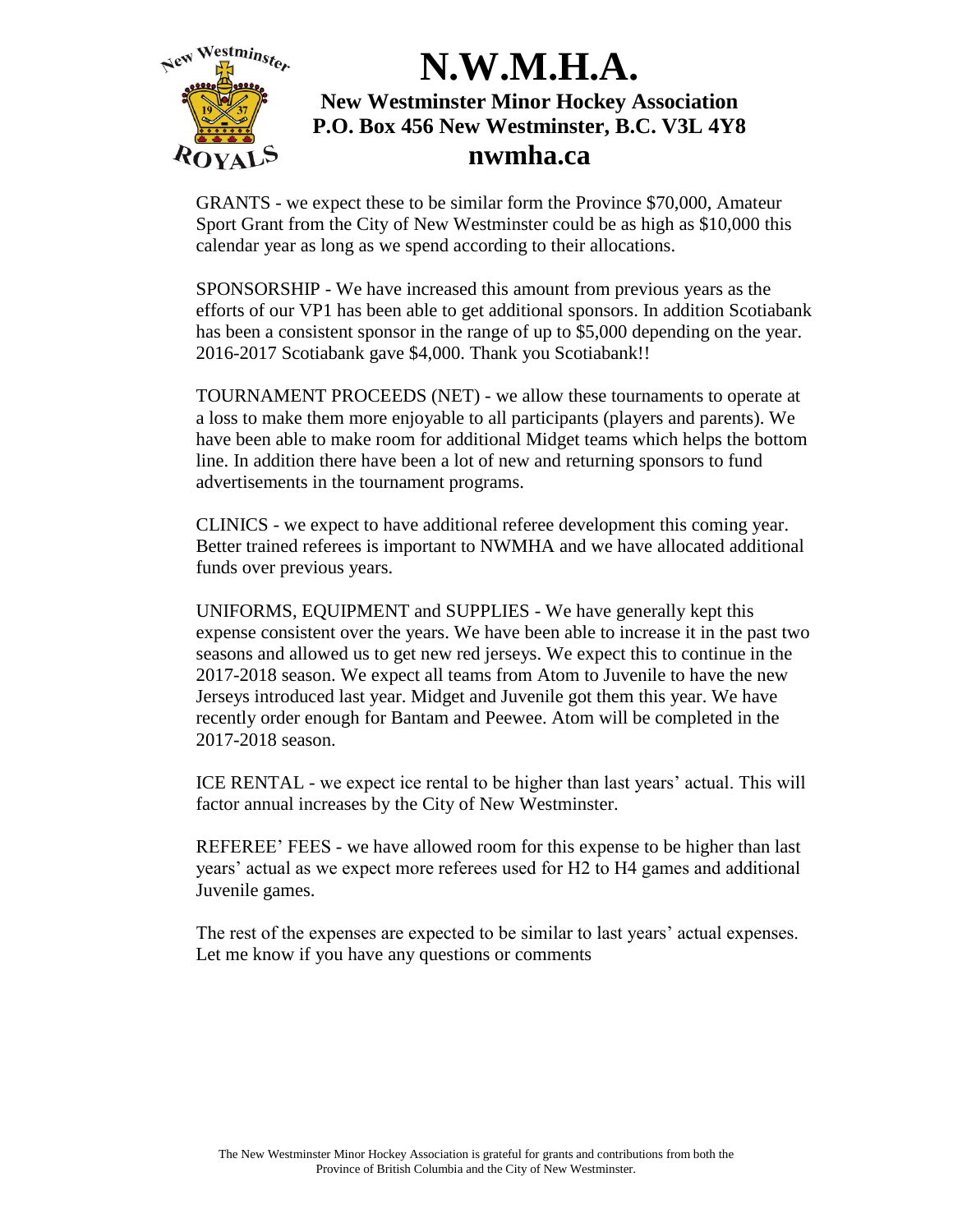# N.W.M.H.A.

**New Westminster Minor Hockey Association**
**P.O. Box 456 New Westminster, B.C. V3L 4Y8**
**nwmha.ca**

GRANTS - we expect these to be similar form the Province $70,000, Amateur Sport Grant from the City of New Westminster could be as high as $10,000 this calendar year as long as we spend according to their allocations.

SPONSORSHIP - We have increased this amount from previous years as the efforts of our VP1 has been able to get additional sponsors. In addition Scotiabank has been a consistent sponsor in the range of up to $5,000 depending on the year. 2016-2017 Scotiabank gave $4,000. Thank you Scotiabank!!

TOURNAMENT PROCEEDS (NET) - we allow these tournaments to operate at a loss to make them more enjoyable to all participants (players and parents). We have been able to make room for additional Midget teams which helps the bottom line. In addition there have been a lot of new and returning sponsors to fund advertisements in the tournament programs.

CLINICS - we expect to have additional referee development this coming year. Better trained referees is important to NWMHA and we have allocated additional funds over previous years.

UNIFORMS, EQUIPMENT and SUPPLIES - We have generally kept this expense consistent over the years. We have been able to increase it in the past two seasons and allowed us to get new red jerseys. We expect this to continue in the 2017-2018 season. We expect all teams from Atom to Juvenile to have the new Jerseys introduced last year. Midget and Juvenile got them this year. We have recently order enough for Bantam and Peewee. Atom will be completed in the 2017-2018 season.

ICE RENTAL - we expect ice rental to be higher than last years' actual. This will factor annual increases by the City of New Westminster.

REFEREE' FEES - we have allowed room for this expense to be higher than last years' actual as we expect more referees used for H2 to H4 games and additional Juvenile games.

The rest of the expenses are expected to be similar to last years' actual expenses. Let me know if you have any questions or comments

The New Westminster Minor Hockey Association is grateful for grants and contributions from both the Province of British Columbia and the City of New Westminster.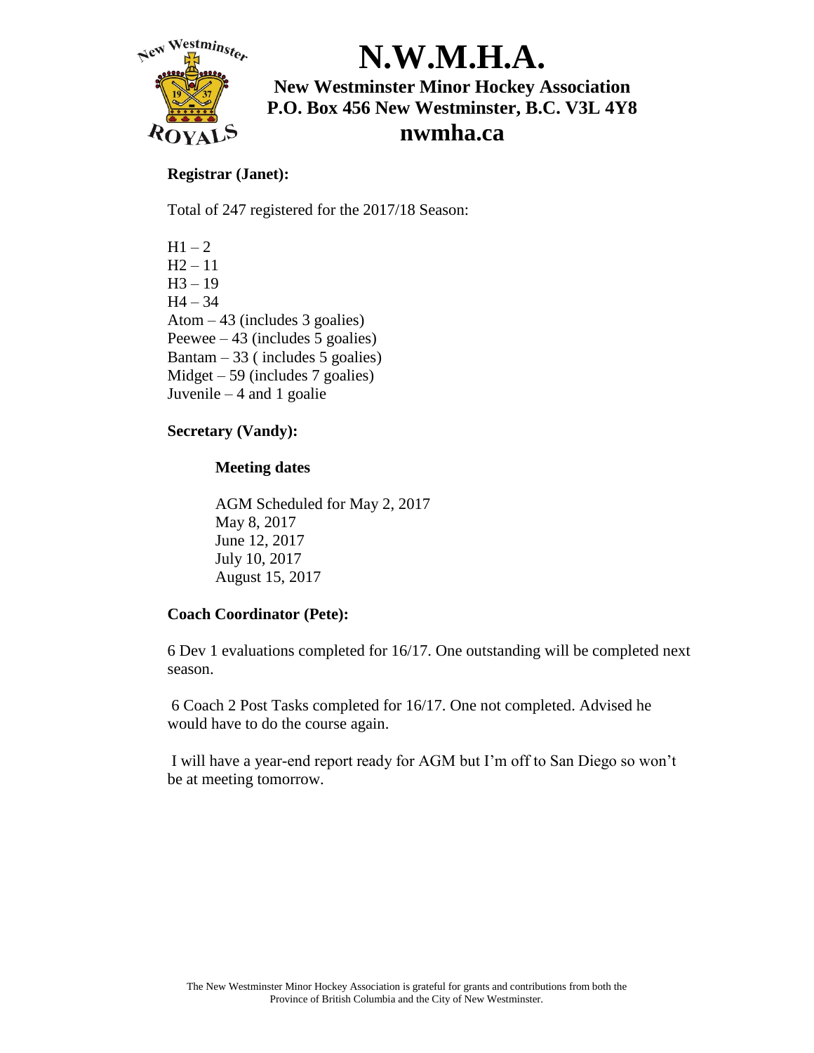# N.W.M.H.A.

**New Westminster Minor Hockey Association**
**P.O. Box 456 New Westminster, B.C. V3L 4Y8**
**nwmha.ca**

**Registrar (Janet):**

Total of 247 registered for the 2017/18 Season:

H1 – 2
H2 – 11
H3 – 19
H4 – 34
Atom – 43 (includes 3 goalies)
Peewee – 43 (includes 5 goalies)
Bantam – 33 ( includes 5 goalies)
Midget – 59 (includes 7 goalies)
Juvenile – 4 and 1 goalie

**Secretary (Vandy):**

**Meeting dates**

AGM Scheduled for May 2, 2017
May 8, 2017
June 12, 2017
July 10, 2017
August 15, 2017

**Coach Coordinator (Pete):**

6 Dev 1 evaluations completed for 16/17. One outstanding will be completed next season.

6 Coach 2 Post Tasks completed for 16/17. One not completed. Advised he would have to do the course again.

I will have a year-end report ready for AGM but I'm off to San Diego so won't be at meeting tomorrow.

The New Westminster Minor Hockey Association is grateful for grants and contributions from both the Province of British Columbia and the City of New Westminster.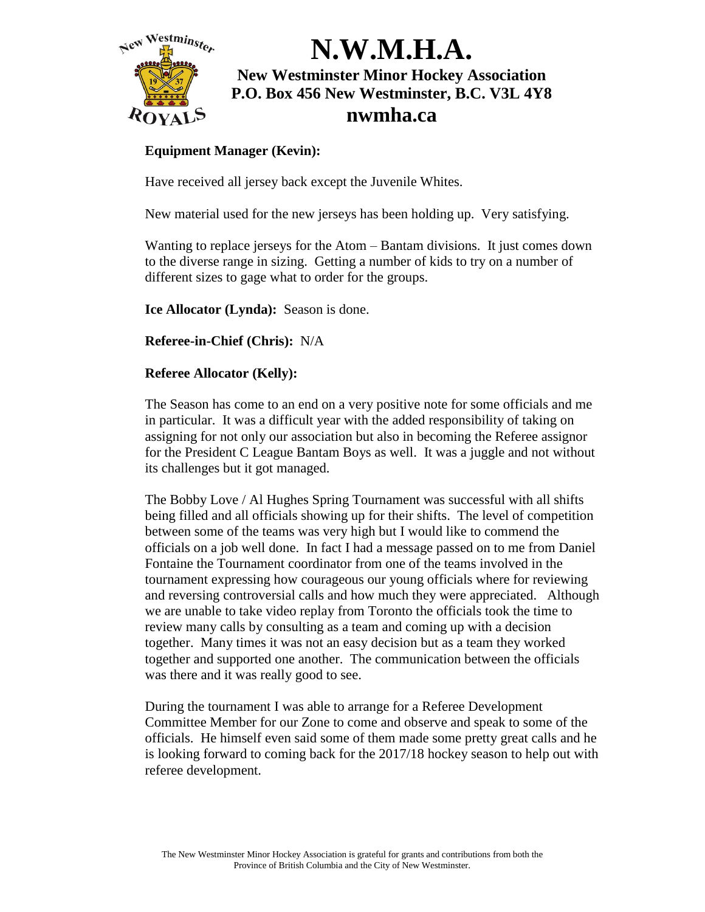**Equipment Manager (Kevin):**

Have received all jersey back except the Juvenile Whites.

New material used for the new jerseys has been holding up. Very satisfying.

Wanting to replace jerseys for the Atom – Bantam divisions. It just comes down to the diverse range in sizing. Getting a number of kids to try on a number of different sizes to gage what to order for the groups.

**Ice Allocator (Lynda):** Season is done.

**Referee-in-Chief (Chris):** N/A

**Referee Allocator (Kelly):**

The Season has come to an end on a very positive note for some officials and me in particular. It was a difficult year with the added responsibility of taking on assigning for not only our association but also in becoming the Referee assignor for the President C League Bantam Boys as well. It was a juggle and not without its challenges but it got managed.

The Bobby Love / Al Hughes Spring Tournament was successful with all shifts being filled and all officials showing up for their shifts. The level of competition between some of the teams was very high but I would like to commend the officials on a job well done. In fact I had a message passed on to me from Daniel Fontaine the Tournament coordinator from one of the teams involved in the tournament expressing how courageous our young officials where for reviewing and reversing controversial calls and how much they were appreciated. Although we are unable to take video replay from Toronto the officials took the time to review many calls by consulting as a team and coming up with a decision together. Many times it was not an easy decision but as a team they worked together and supported one another. The communication between the officials was there and it was really good to see.

During the tournament I was able to arrange for a Referee Development Committee Member for our Zone to come and observe and speak to some of the officials. He himself even said some of them made some pretty great calls and he is looking forward to coming back for the 2017/18 hockey season to help out with referee development.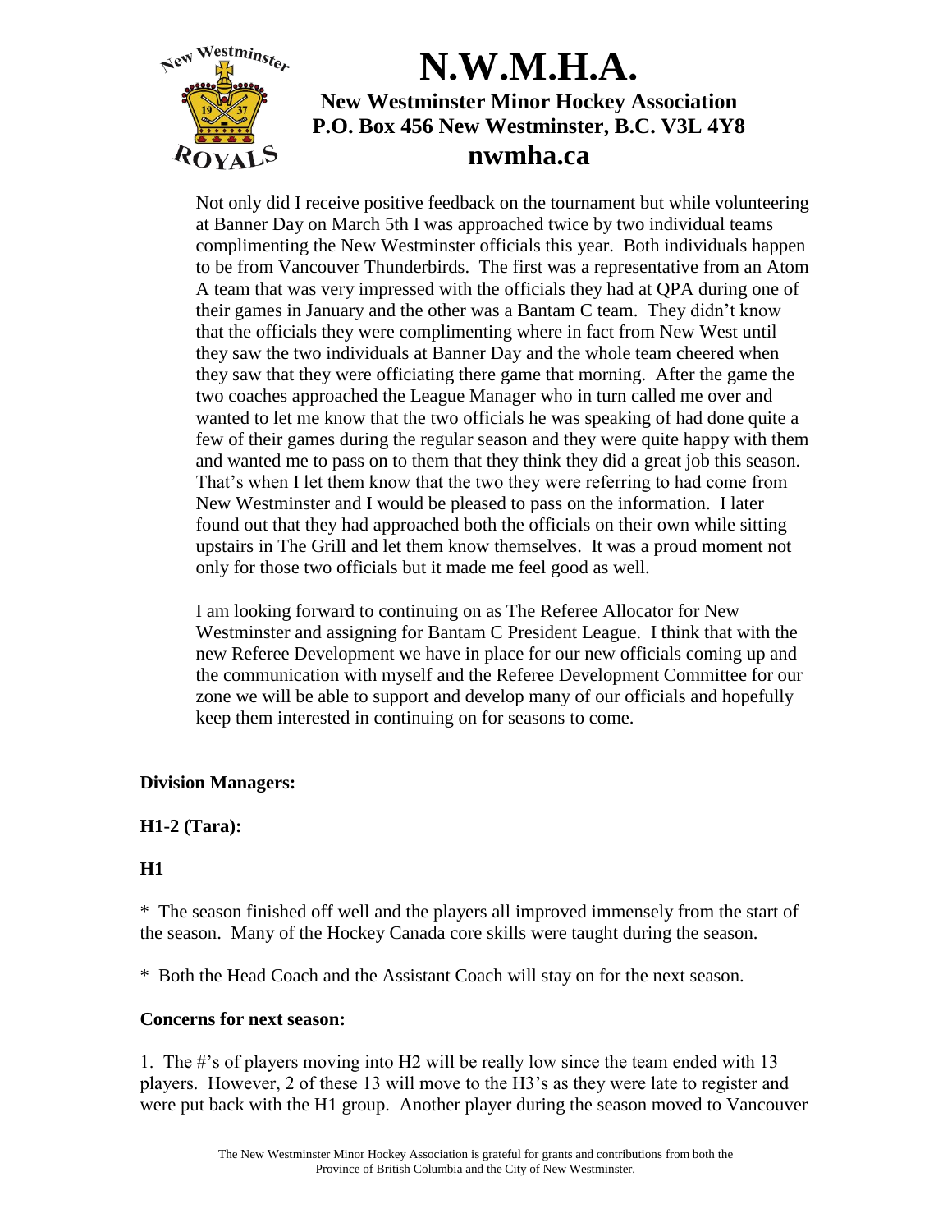Not only did I receive positive feedback on the tournament but while volunteering at Banner Day on March 5th I was approached twice by two individual teams complimenting the New Westminster officials this year. Both individuals happen to be from Vancouver Thunderbirds. The first was a representative from an Atom A team that was very impressed with the officials they had at QPA during one of their games in January and the other was a Bantam C team. They didn't know that the officials they were complimenting where in fact from New West until they saw the two individuals at Banner Day and the whole team cheered when they saw that they were officiating there game that morning. After the game the two coaches approached the League Manager who in turn called me over and wanted to let me know that the two officials he was speaking of had done quite a few of their games during the regular season and they were quite happy with them and wanted me to pass on to them that they think they did a great job this season. That's when I let them know that the two they were referring to had come from New Westminster and I would be pleased to pass on the information. I later found out that they had approached both the officials on their own while sitting upstairs in The Grill and let them know themselves. It was a proud moment not only for those two officials but it made me feel good as well.

I am looking forward to continuing on as The Referee Allocator for New Westminster and assigning for Bantam C President League. I think that with the new Referee Development we have in place for our new officials coming up and the communication with myself and the Referee Development Committee for our zone we will be able to support and develop many of our officials and hopefully keep them interested in continuing on for seasons to come.

**Division Managers:**

**H1-2 (Tara):**

**H1**

* The season finished off well and the players all improved immensely from the start of the season. Many of the Hockey Canada core skills were taught during the season.

* Both the Head Coach and the Assistant Coach will stay on for the next season.

**Concerns for next season:**

1. The #'s of players moving into H2 will be really low since the team ended with 13 players. However, 2 of these 13 will move to the H3's as they were late to register and were put back with the H1 group. Another player during the season moved to Vancouver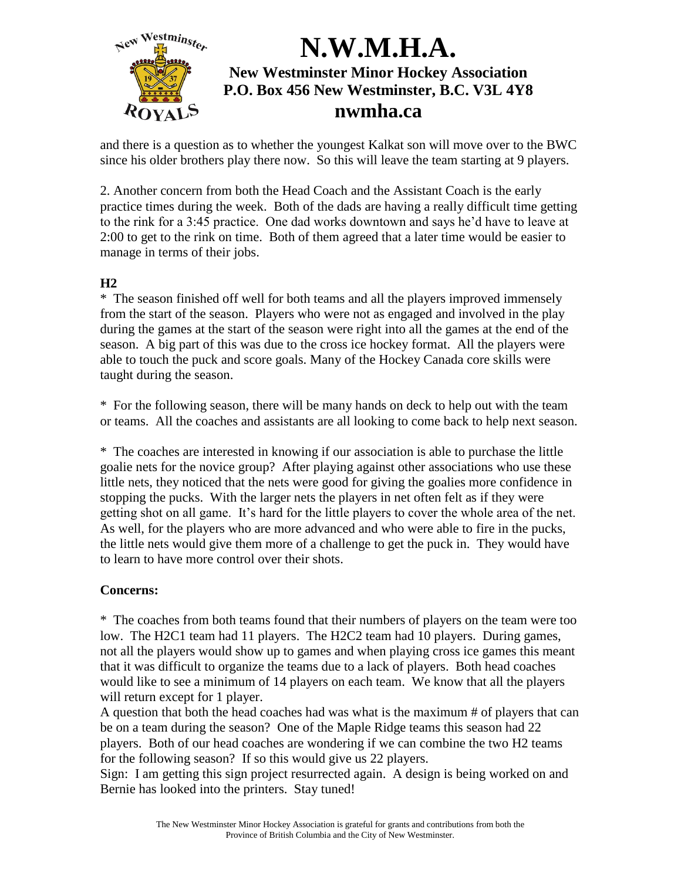and there is a question as to whether the youngest Kalkat son will move over to the BWC since his older brothers play there now. So this will leave the team starting at 9 players.

2. Another concern from both the Head Coach and the Assistant Coach is the early practice times during the week. Both of the dads are having a really difficult time getting to the rink for a 3:45 practice. One dad works downtown and says he'd have to leave at 2:00 to get to the rink on time. Both of them agreed that a later time would be easier to manage in terms of their jobs.

**H2**

* The season finished off well for both teams and all the players improved immensely from the start of the season. Players who were not as engaged and involved in the play during the games at the start of the season were right into all the games at the end of the season. A big part of this was due to the cross ice hockey format. All the players were able to touch the puck and score goals. Many of the Hockey Canada core skills were taught during the season.

* For the following season, there will be many hands on deck to help out with the team or teams. All the coaches and assistants are all looking to come back to help next season.

* The coaches are interested in knowing if our association is able to purchase the little goalie nets for the novice group? After playing against other associations who use these little nets, they noticed that the nets were good for giving the goalies more confidence in stopping the pucks. With the larger nets the players in net often felt as if they were getting shot on all game. It's hard for the little players to cover the whole area of the net. As well, for the players who are more advanced and who were able to fire in the pucks, the little nets would give them more of a challenge to get the puck in. They would have to learn to have more control over their shots.

**Concerns:**

* The coaches from both teams found that their numbers of players on the team were too low. The H2C1 team had 11 players. The H2C2 team had 10 players. During games, not all the players would show up to games and when playing cross ice games this meant that it was difficult to organize the teams due to a lack of players. Both head coaches would like to see a minimum of 14 players on each team. We know that all the players will return except for 1 player.
A question that both the head coaches had was what is the maximum # of players that can be on a team during the season? One of the Maple Ridge teams this season had 22 players. Both of our head coaches are wondering if we can combine the two H2 teams for the following season? If so this would give us 22 players.
Sign: I am getting this sign project resurrected again. A design is being worked on and Bernie has looked into the printers. Stay tuned!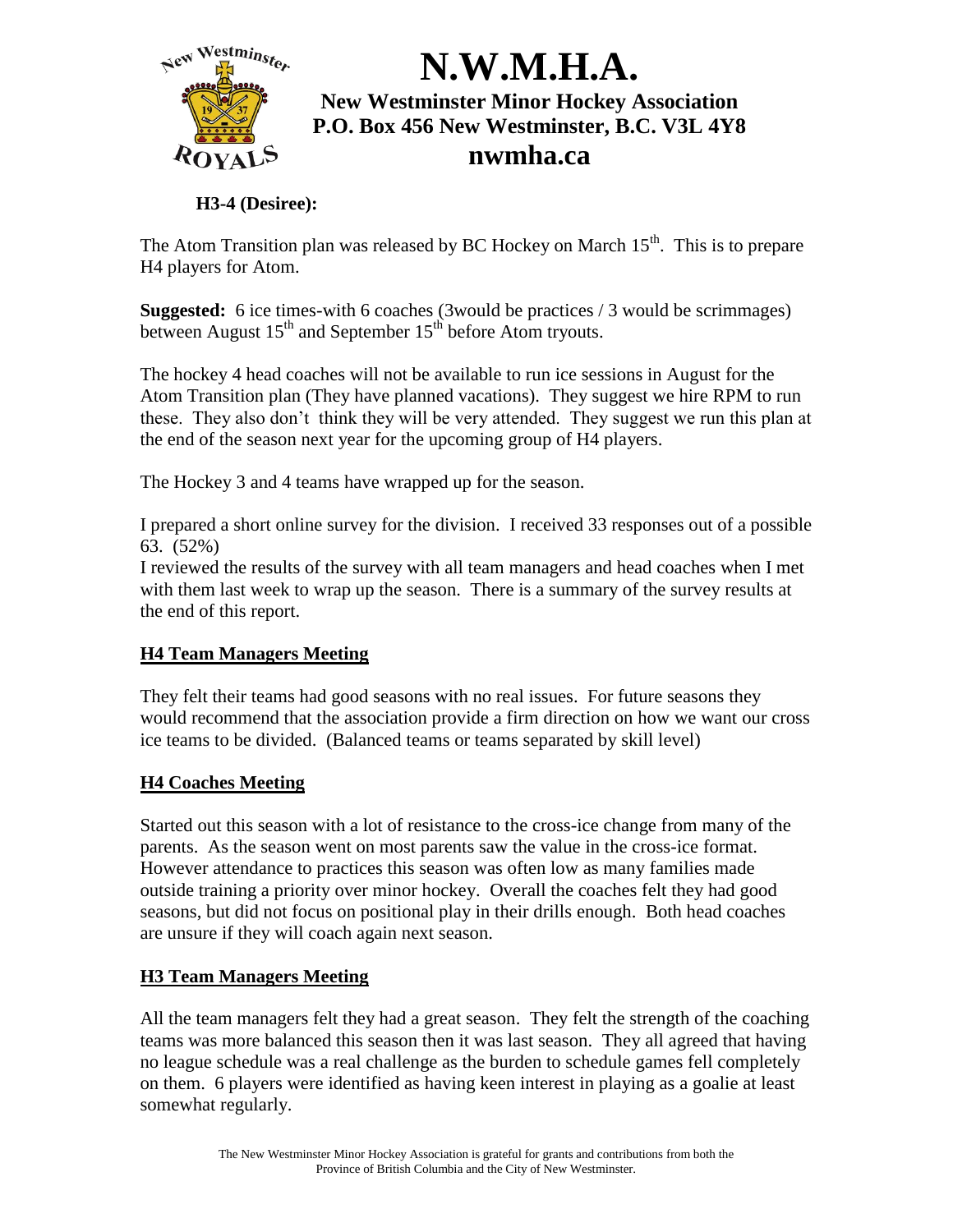# N.W.M.H.A.

**New Westminster Minor Hockey Association**
**P.O. Box 456 New Westminster, B.C. V3L 4Y8**
**nwmha.ca**

**H3-4 (Desiree):**

The Atom Transition plan was released by BC Hockey on March 15th. This is to prepare H4 players for Atom.

**Suggested:** 6 ice times-with 6 coaches (3would be practices / 3 would be scrimmages) between August 15th and September 15th before Atom tryouts.

The hockey 4 head coaches will not be available to run ice sessions in August for the Atom Transition plan (They have planned vacations). They suggest we hire RPM to run these. They also don't think they will be very attended. They suggest we run this plan at the end of the season next year for the upcoming group of H4 players.

The Hockey 3 and 4 teams have wrapped up for the season.

I prepared a short online survey for the division. I received 33 responses out of a possible 63. (52%)
I reviewed the results of the survey with all team managers and head coaches when I met with them last week to wrap up the season. There is a summary of the survey results at the end of this report.

## H4 Team Managers Meeting

They felt their teams had good seasons with no real issues. For future seasons they would recommend that the association provide a firm direction on how we want our cross ice teams to be divided. (Balanced teams or teams separated by skill level)

## H4 Coaches Meeting

Started out this season with a lot of resistance to the cross-ice change from many of the parents. As the season went on most parents saw the value in the cross-ice format. However attendance to practices this season was often low as many families made outside training a priority over minor hockey. Overall the coaches felt they had good seasons, but did not focus on positional play in their drills enough. Both head coaches are unsure if they will coach again next season.

## H3 Team Managers Meeting

All the team managers felt they had a great season. They felt the strength of the coaching teams was more balanced this season then it was last season. They all agreed that having no league schedule was a real challenge as the burden to schedule games fell completely on them. 6 players were identified as having keen interest in playing as a goalie at least somewhat regularly.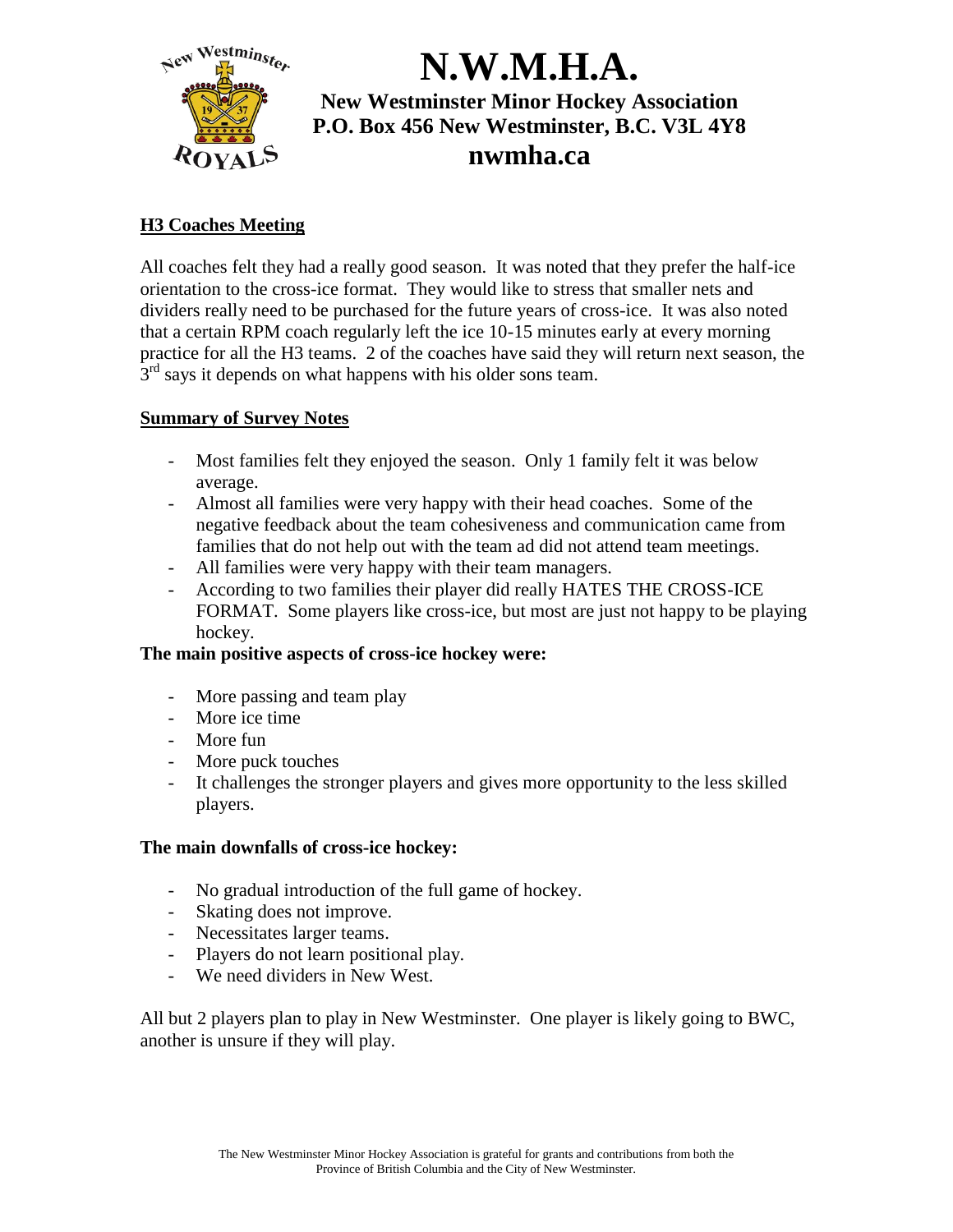# N.W.M.H.A.

**New Westminster Minor Hockey Association**
**P.O. Box 456 New Westminster, B.C. V3L 4Y8**
**nwmha.ca**

## H3 Coaches Meeting

All coaches felt they had a really good season. It was noted that they prefer the half-ice orientation to the cross-ice format. They would like to stress that smaller nets and dividers really need to be purchased for the future years of cross-ice. It was also noted that a certain RPM coach regularly left the ice 10-15 minutes early at every morning practice for all the H3 teams. 2 of the coaches have said they will return next season, the 3rd says it depends on what happens with his older sons team.

## Summary of Survey Notes

- Most families felt they enjoyed the season. Only 1 family felt it was below average.
- Almost all families were very happy with their head coaches. Some of the negative feedback about the team cohesiveness and communication came from families that do not help out with the team ad did not attend team meetings.
- All families were very happy with their team managers.
- According to two families their player did really HATES THE CROSS-ICE FORMAT. Some players like cross-ice, but most are just not happy to be playing hockey.

**The main positive aspects of cross-ice hockey were:**

- More passing and team play
- More ice time
- More fun
- More puck touches
- It challenges the stronger players and gives more opportunity to the less skilled players.

**The main downfalls of cross-ice hockey:**

- No gradual introduction of the full game of hockey.
- Skating does not improve.
- Necessitates larger teams.
- Players do not learn positional play.
- We need dividers in New West.

All but 2 players plan to play in New Westminster. One player is likely going to BWC, another is unsure if they will play.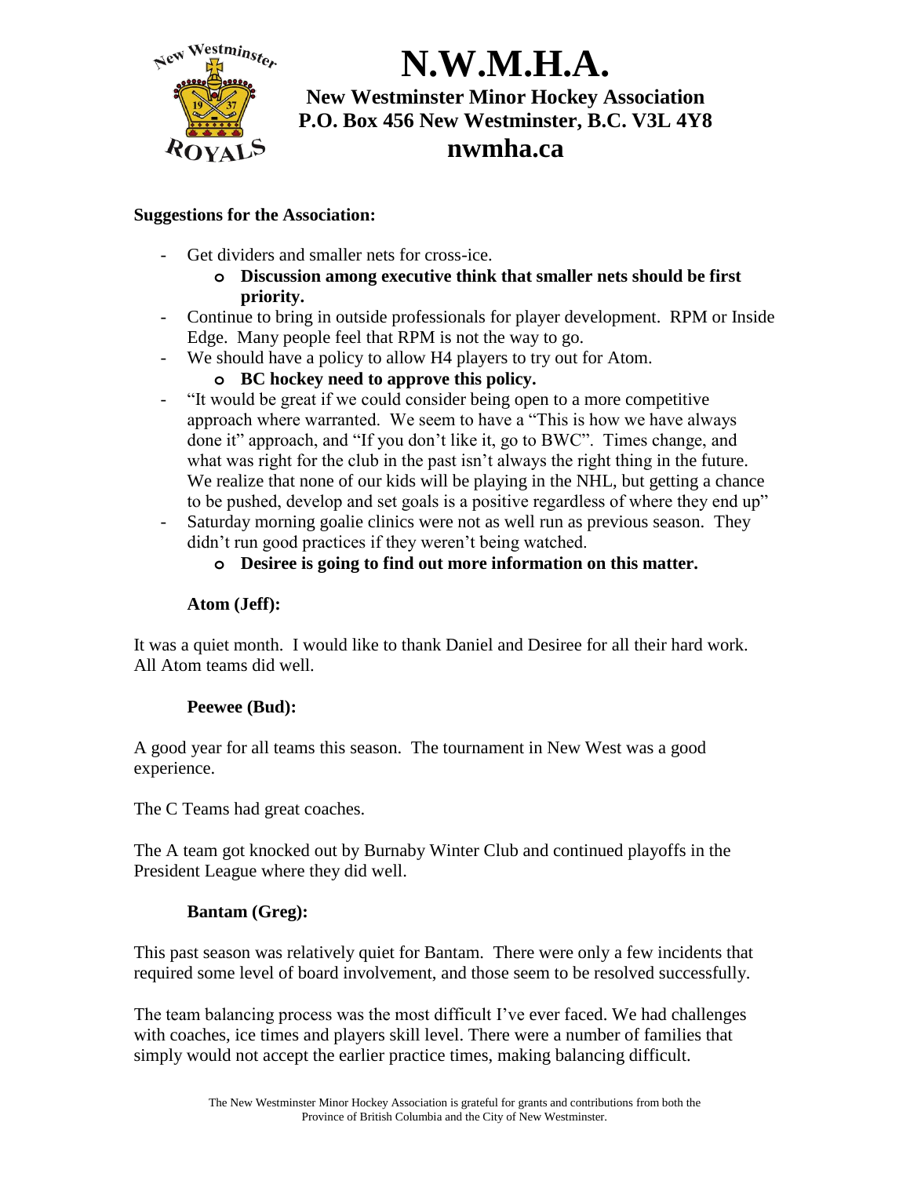# N.W.M.H.A.

**New Westminster Minor Hockey Association**
**P.O. Box 456 New Westminster, B.C. V3L 4Y8**
**nwmha.ca**

**Suggestions for the Association:**

- Get dividers and smaller nets for cross-ice.
  - **Discussion among executive think that smaller nets should be first priority.**
- Continue to bring in outside professionals for player development. RPM or Inside Edge. Many people feel that RPM is not the way to go.
- We should have a policy to allow H4 players to try out for Atom.
  - **BC hockey need to approve this policy.**
- "It would be great if we could consider being open to a more competitive approach where warranted. We seem to have a "This is how we have always done it" approach, and "If you don't like it, go to BWC". Times change, and what was right for the club in the past isn't always the right thing in the future. We realize that none of our kids will be playing in the NHL, but getting a chance to be pushed, develop and set goals is a positive regardless of where they end up"
- Saturday morning goalie clinics were not as well run as previous season. They didn't run good practices if they weren't being watched.
  - **Desiree is going to find out more information on this matter.**

**Atom (Jeff):**

It was a quiet month. I would like to thank Daniel and Desiree for all their hard work. All Atom teams did well.

**Peewee (Bud):**

A good year for all teams this season. The tournament in New West was a good experience.

The C Teams had great coaches.

The A team got knocked out by Burnaby Winter Club and continued playoffs in the President League where they did well.

**Bantam (Greg):**

This past season was relatively quiet for Bantam. There were only a few incidents that required some level of board involvement, and those seem to be resolved successfully.

The team balancing process was the most difficult I've ever faced. We had challenges with coaches, ice times and players skill level. There were a number of families that simply would not accept the earlier practice times, making balancing difficult.

The New Westminster Minor Hockey Association is grateful for grants and contributions from both the Province of British Columbia and the City of New Westminster.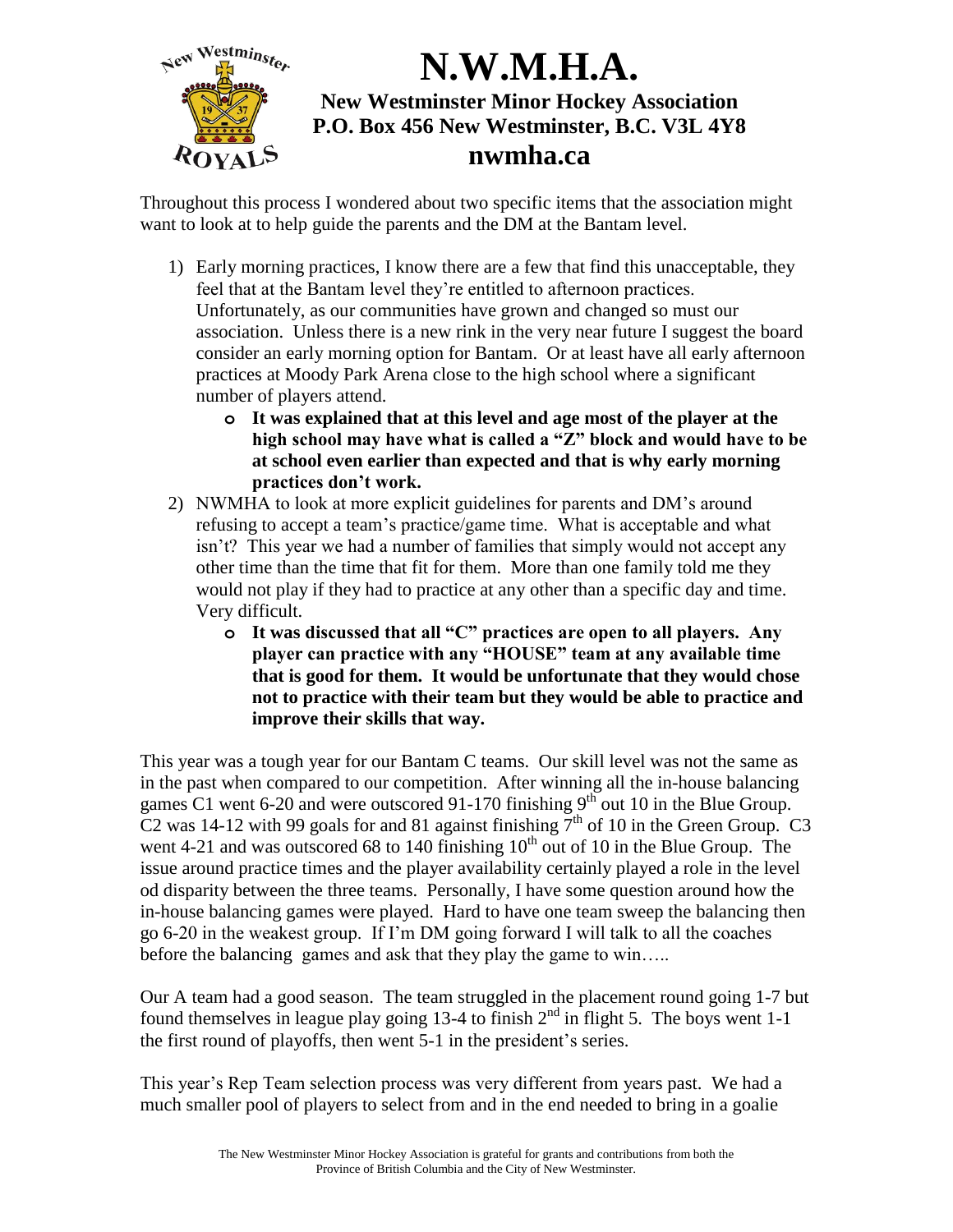# N.W.M.H.A.

**New Westminster Minor Hockey Association**
**P.O. Box 456 New Westminster, B.C. V3L 4Y8**
**nwmha.ca**

Throughout this process I wondered about two specific items that the association might want to look at to help guide the parents and the DM at the Bantam level.

1) Early morning practices, I know there are a few that find this unacceptable, they feel that at the Bantam level they're entitled to afternoon practices. Unfortunately, as our communities have grown and changed so must our association. Unless there is a new rink in the very near future I suggest the board consider an early morning option for Bantam. Or at least have all early afternoon practices at Moody Park Arena close to the high school where a significant number of players attend.
   - **It was explained that at this level and age most of the player at the high school may have what is called a "Z" block and would have to be at school even earlier than expected and that is why early morning practices don't work.**
2) NWMHA to look at more explicit guidelines for parents and DM's around refusing to accept a team's practice/game time. What is acceptable and what isn't? This year we had a number of families that simply would not accept any other time than the time that fit for them. More than one family told me they would not play if they had to practice at any other than a specific day and time. Very difficult.
   - **It was discussed that all "C" practices are open to all players. Any player can practice with any "HOUSE" team at any available time that is good for them. It would be unfortunate that they would chose not to practice with their team but they would be able to practice and improve their skills that way.**

This year was a tough year for our Bantam C teams. Our skill level was not the same as in the past when compared to our competition. After winning all the in-house balancing games C1 went 6-20 and were outscored 91-170 finishing 9th out 10 in the Blue Group. C2 was 14-12 with 99 goals for and 81 against finishing 7th of 10 in the Green Group. C3 went 4-21 and was outscored 68 to 140 finishing 10th out of 10 in the Blue Group. The issue around practice times and the player availability certainly played a role in the level od disparity between the three teams. Personally, I have some question around how the in-house balancing games were played. Hard to have one team sweep the balancing then go 6-20 in the weakest group. If I'm DM going forward I will talk to all the coaches before the balancing games and ask that they play the game to win…..

Our A team had a good season. The team struggled in the placement round going 1-7 but found themselves in league play going 13-4 to finish 2nd in flight 5. The boys went 1-1 the first round of playoffs, then went 5-1 in the president's series.

This year's Rep Team selection process was very different from years past. We had a much smaller pool of players to select from and in the end needed to bring in a goalie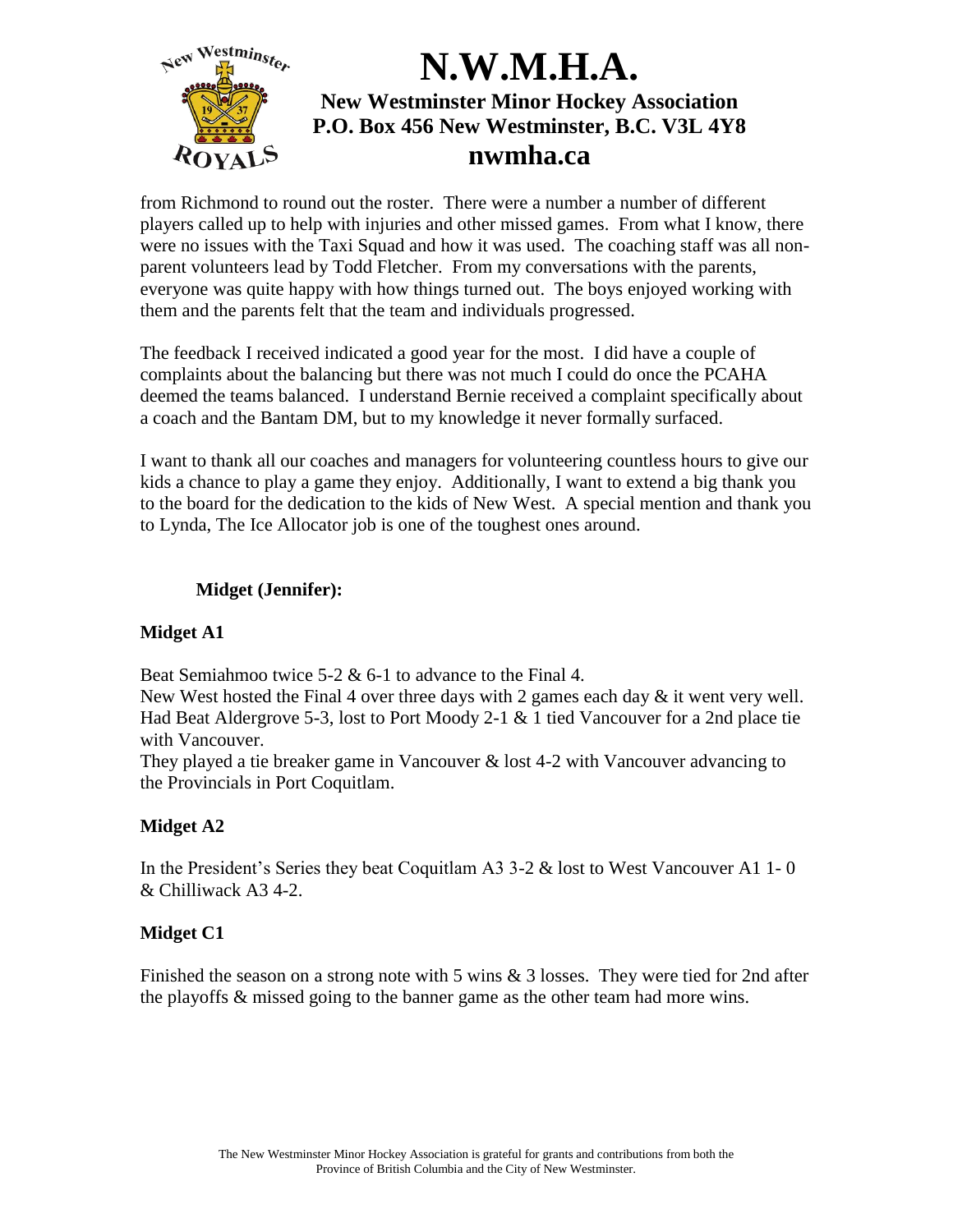from Richmond to round out the roster. There were a number a number of different players called up to help with injuries and other missed games. From what I know, there were no issues with the Taxi Squad and how it was used. The coaching staff was all non-parent volunteers lead by Todd Fletcher. From my conversations with the parents, everyone was quite happy with how things turned out. The boys enjoyed working with them and the parents felt that the team and individuals progressed.

The feedback I received indicated a good year for the most. I did have a couple of complaints about the balancing but there was not much I could do once the PCAHA deemed the teams balanced. I understand Bernie received a complaint specifically about a coach and the Bantam DM, but to my knowledge it never formally surfaced.

I want to thank all our coaches and managers for volunteering countless hours to give our kids a chance to play a game they enjoy. Additionally, I want to extend a big thank you to the board for the dedication to the kids of New West. A special mention and thank you to Lynda, The Ice Allocator job is one of the toughest ones around.

**Midget (Jennifer):**

**Midget A1**

Beat Semiahmoo twice 5-2 & 6-1 to advance to the Final 4.
New West hosted the Final 4 over three days with 2 games each day & it went very well.
Had Beat Aldergrove 5-3, lost to Port Moody 2-1 & 1 tied Vancouver for a 2nd place tie with Vancouver.
They played a tie breaker game in Vancouver & lost 4-2 with Vancouver advancing to the Provincials in Port Coquitlam.

**Midget A2**

In the President's Series they beat Coquitlam A3 3-2 & lost to West Vancouver A1 1- 0 & Chilliwack A3 4-2.

**Midget C1**

Finished the season on a strong note with 5 wins & 3 losses. They were tied for 2nd after the playoffs & missed going to the banner game as the other team had more wins.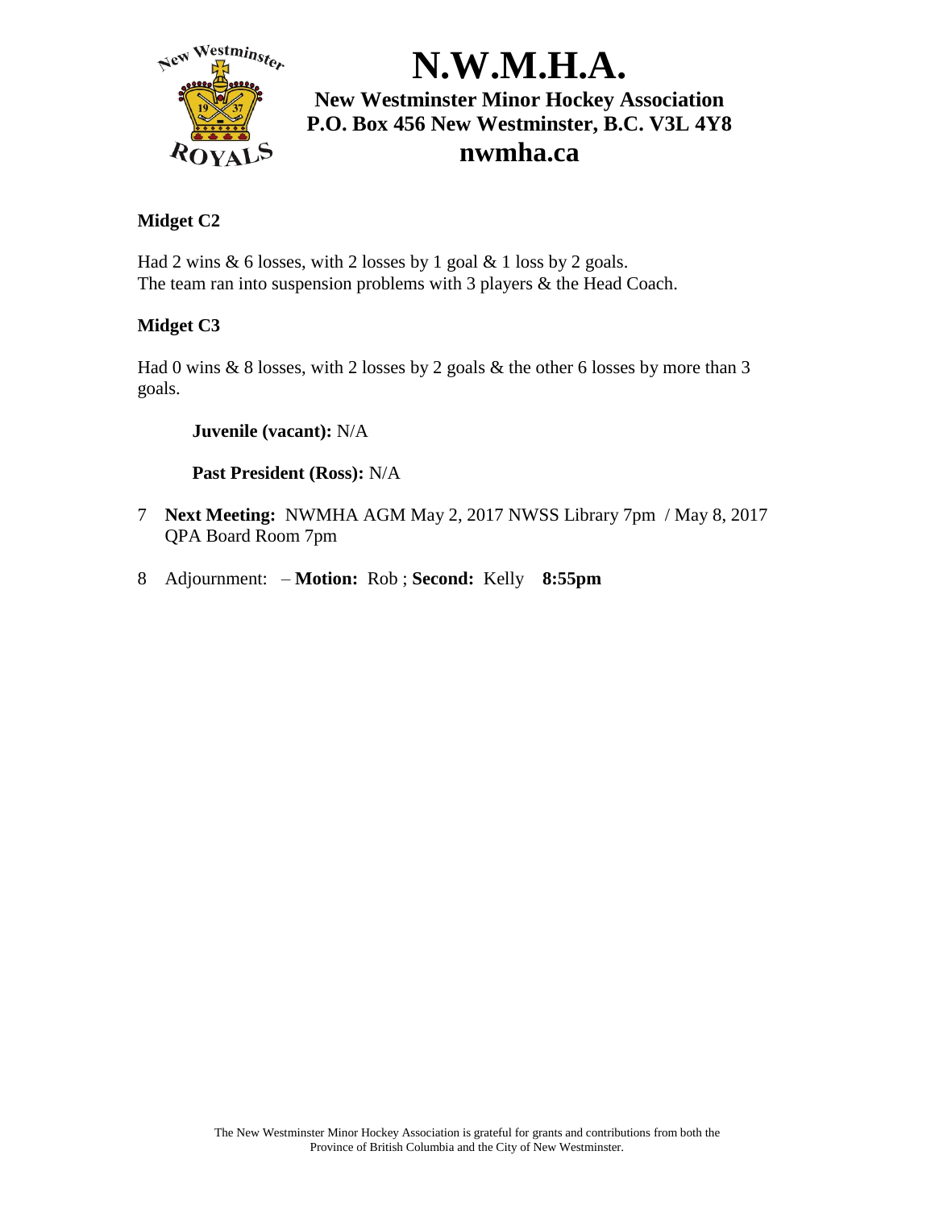# N.W.M.H.A.

**New Westminster Minor Hockey Association**
**P.O. Box 456 New Westminster, B.C. V3L 4Y8**
**nwmha.ca**

**Midget C2**

Had 2 wins & 6 losses, with 2 losses by 1 goal & 1 loss by 2 goals.
The team ran into suspension problems with 3 players & the Head Coach.

**Midget C3**

Had 0 wins & 8 losses, with 2 losses by 2 goals & the other 6 losses by more than 3 goals.

**Juvenile (vacant):** N/A

**Past President (Ross):** N/A

7 **Next Meeting:** NWMHA AGM May 2, 2017 NWSS Library 7pm / May 8, 2017 QPA Board Room 7pm

8 Adjournment: – **Motion:** Rob ; **Second:** Kelly **8:55pm**

The New Westminster Minor Hockey Association is grateful for grants and contributions from both the Province of British Columbia and the City of New Westminster.